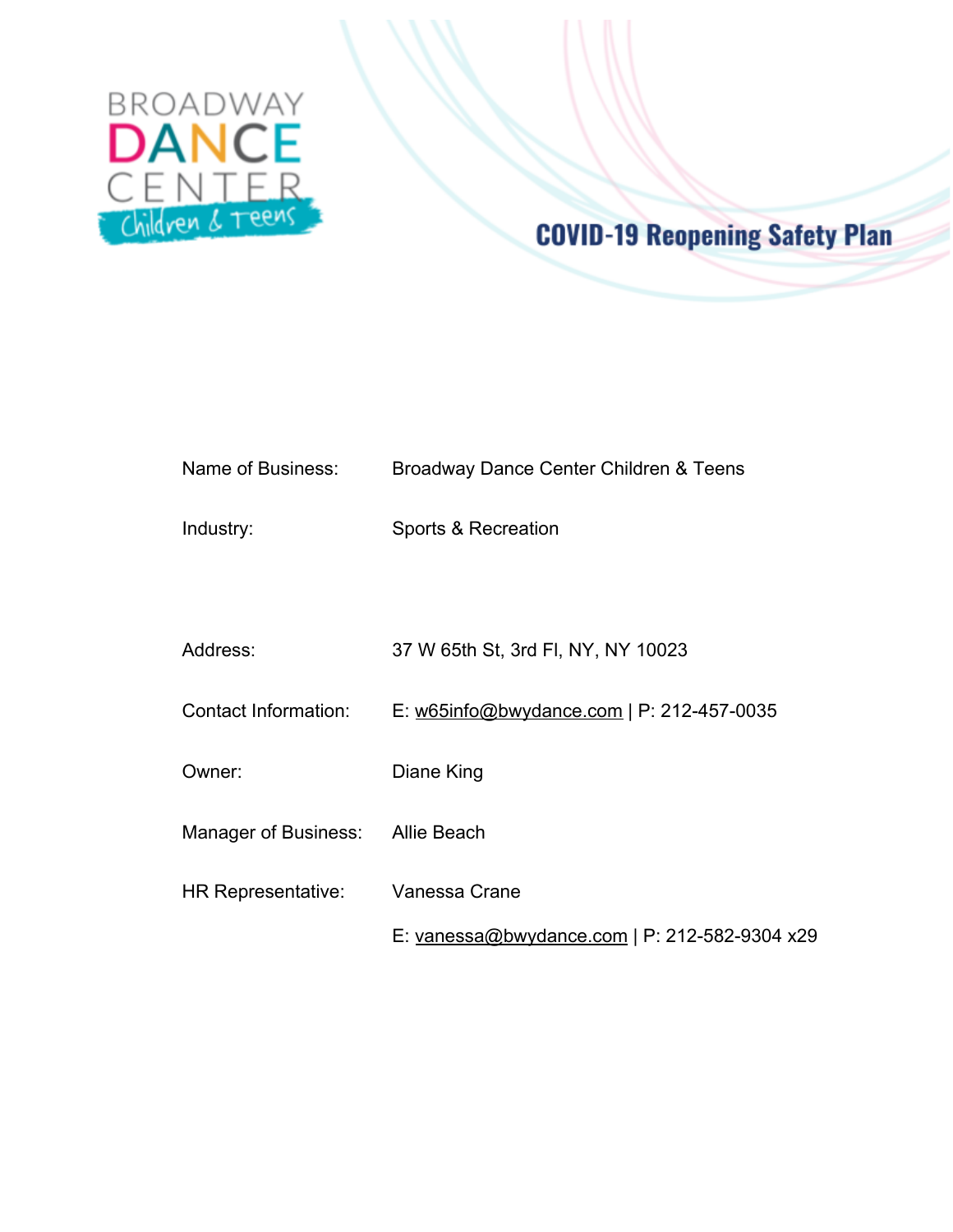BROADWAY DANCE CENTER Children & Teens

# COVID-19 Reopening Safety Plan

| | |
|---|---|
| Name of Business: | Broadway Dance Center Children & Teens |
| Industry: | Sports & Recreation |
| Address: | 37 W 65th St, 3rd Fl, NY, NY 10023 |
| Contact Information: | E: w65info@bwydance.com \| P: 212-457-0035 |
| Owner: | Diane King |
| Manager of Business: | Allie Beach |
| HR Representative: | Vanessa Crane<br>E: vanessa@bwydance.com \| P: 212-582-9304 x29 |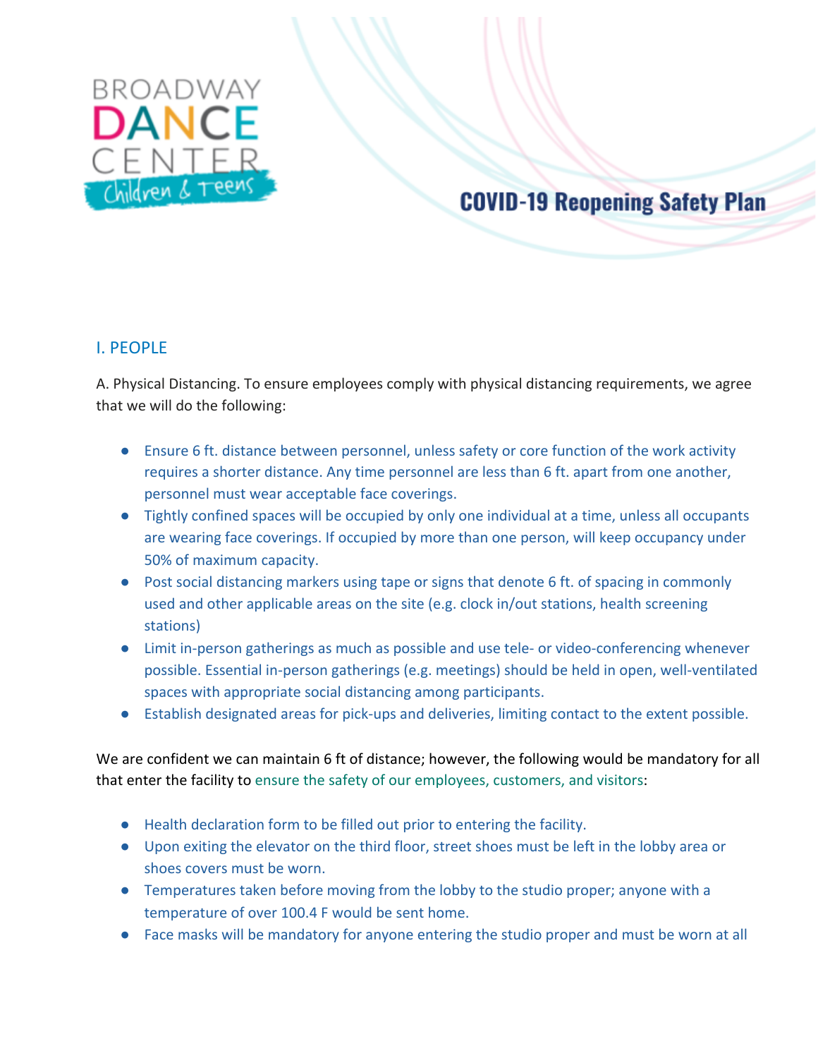# COVID-19 Reopening Safety Plan

## I. PEOPLE

A. Physical Distancing. To ensure employees comply with physical distancing requirements, we agree that we will do the following:

- Ensure 6 ft. distance between personnel, unless safety or core function of the work activity requires a shorter distance. Any time personnel are less than 6 ft. apart from one another, personnel must wear acceptable face coverings.
- Tightly confined spaces will be occupied by only one individual at a time, unless all occupants are wearing face coverings. If occupied by more than one person, will keep occupancy under 50% of maximum capacity.
- Post social distancing markers using tape or signs that denote 6 ft. of spacing in commonly used and other applicable areas on the site (e.g. clock in/out stations, health screening stations)
- Limit in-person gatherings as much as possible and use tele- or video-conferencing whenever possible. Essential in-person gatherings (e.g. meetings) should be held in open, well-ventilated spaces with appropriate social distancing among participants.
- Establish designated areas for pick-ups and deliveries, limiting contact to the extent possible.

We are confident we can maintain 6 ft of distance; however, the following would be mandatory for all that enter the facility to ensure the safety of our employees, customers, and visitors:

- Health declaration form to be filled out prior to entering the facility.
- Upon exiting the elevator on the third floor, street shoes must be left in the lobby area or shoes covers must be worn.
- Temperatures taken before moving from the lobby to the studio proper; anyone with a temperature of over 100.4 F would be sent home.
- Face masks will be mandatory for anyone entering the studio proper and must be worn at all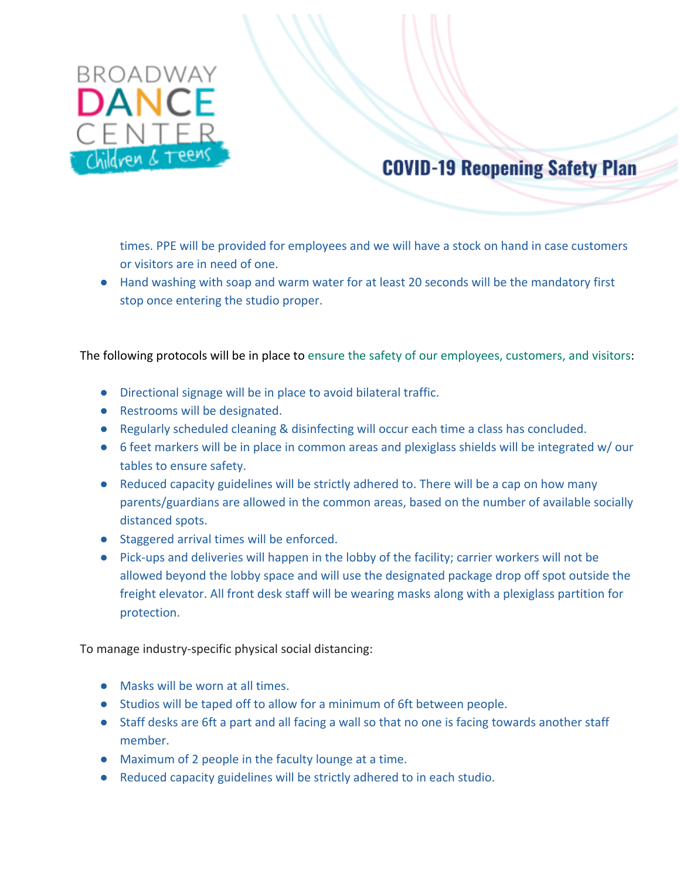times. PPE will be provided for employees and we will have a stock on hand in case customers or visitors are in need of one.

- Hand washing with soap and warm water for at least 20 seconds will be the mandatory first stop once entering the studio proper.

The following protocols will be in place to ensure the safety of our employees, customers, and visitors:

- Directional signage will be in place to avoid bilateral traffic.
- Restrooms will be designated.
- Regularly scheduled cleaning & disinfecting will occur each time a class has concluded.
- 6 feet markers will be in place in common areas and plexiglass shields will be integrated w/ our tables to ensure safety.
- Reduced capacity guidelines will be strictly adhered to. There will be a cap on how many parents/guardians are allowed in the common areas, based on the number of available socially distanced spots.
- Staggered arrival times will be enforced.
- Pick-ups and deliveries will happen in the lobby of the facility; carrier workers will not be allowed beyond the lobby space and will use the designated package drop off spot outside the freight elevator. All front desk staff will be wearing masks along with a plexiglass partition for protection.

To manage industry-specific physical social distancing:

- Masks will be worn at all times.
- Studios will be taped off to allow for a minimum of 6ft between people.
- Staff desks are 6ft a part and all facing a wall so that no one is facing towards another staff member.
- Maximum of 2 people in the faculty lounge at a time.
- Reduced capacity guidelines will be strictly adhered to in each studio.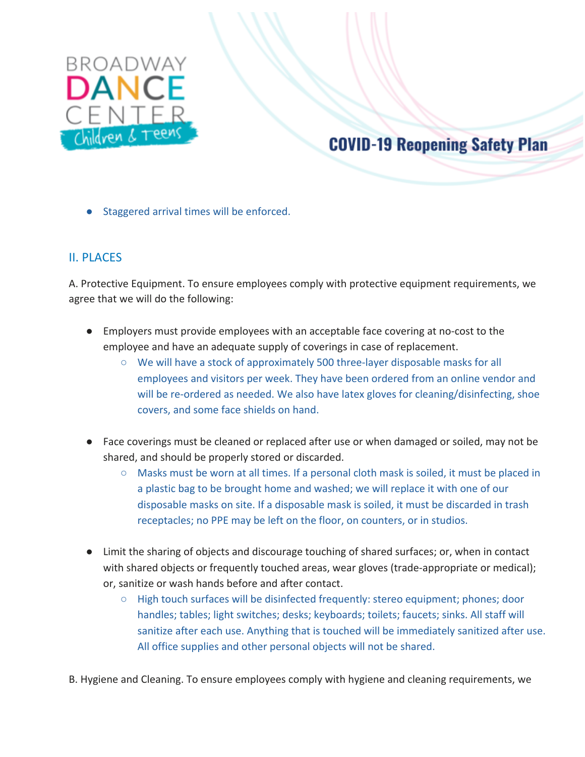- Staggered arrival times will be enforced.

## II. PLACES

A. Protective Equipment. To ensure employees comply with protective equipment requirements, we agree that we will do the following:

- Employers must provide employees with an acceptable face covering at no-cost to the employee and have an adequate supply of coverings in case of replacement.
    - We will have a stock of approximately 500 three-layer disposable masks for all employees and visitors per week. They have been ordered from an online vendor and will be re-ordered as needed. We also have latex gloves for cleaning/disinfecting, shoe covers, and some face shields on hand.

- Face coverings must be cleaned or replaced after use or when damaged or soiled, may not be shared, and should be properly stored or discarded.
    - Masks must be worn at all times. If a personal cloth mask is soiled, it must be placed in a plastic bag to be brought home and washed; we will replace it with one of our disposable masks on site. If a disposable mask is soiled, it must be discarded in trash receptacles; no PPE may be left on the floor, on counters, or in studios.

- Limit the sharing of objects and discourage touching of shared surfaces; or, when in contact with shared objects or frequently touched areas, wear gloves (trade-appropriate or medical); or, sanitize or wash hands before and after contact.
    - High touch surfaces will be disinfected frequently: stereo equipment; phones; door handles; tables; light switches; desks; keyboards; toilets; faucets; sinks. All staff will sanitize after each use. Anything that is touched will be immediately sanitized after use. All office supplies and other personal objects will not be shared.

B. Hygiene and Cleaning. To ensure employees comply with hygiene and cleaning requirements, we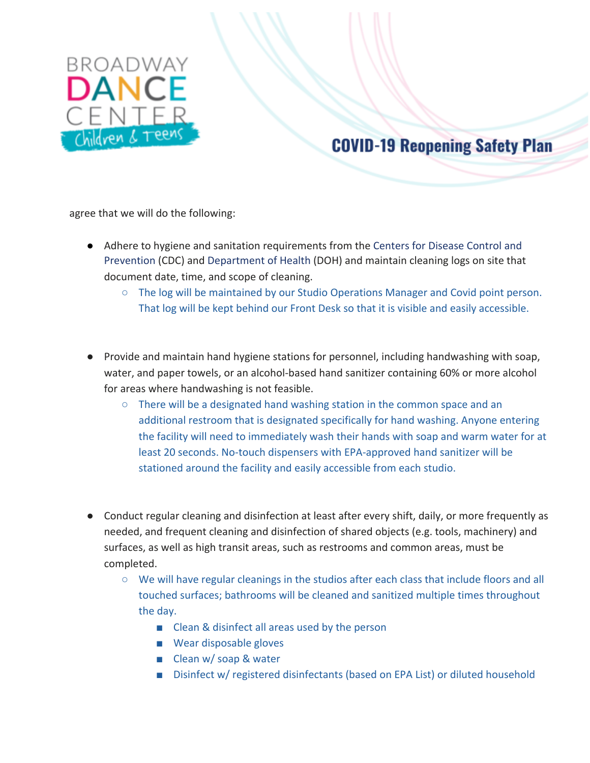agree that we will do the following:

- Adhere to hygiene and sanitation requirements from the Centers for Disease Control and Prevention (CDC) and Department of Health (DOH) and maintain cleaning logs on site that document date, time, and scope of cleaning.
    - The log will be maintained by our Studio Operations Manager and Covid point person. That log will be kept behind our Front Desk so that it is visible and easily accessible.

- Provide and maintain hand hygiene stations for personnel, including handwashing with soap, water, and paper towels, or an alcohol-based hand sanitizer containing 60% or more alcohol for areas where handwashing is not feasible.
    - There will be a designated hand washing station in the common space and an additional restroom that is designated specifically for hand washing. Anyone entering the facility will need to immediately wash their hands with soap and warm water for at least 20 seconds. No-touch dispensers with EPA-approved hand sanitizer will be stationed around the facility and easily accessible from each studio.

- Conduct regular cleaning and disinfection at least after every shift, daily, or more frequently as needed, and frequent cleaning and disinfection of shared objects (e.g. tools, machinery) and surfaces, as well as high transit areas, such as restrooms and common areas, must be completed.
    - We will have regular cleanings in the studios after each class that include floors and all touched surfaces; bathrooms will be cleaned and sanitized multiple times throughout the day.
        - Clean & disinfect all areas used by the person
        - Wear disposable gloves
        - Clean w/ soap & water
        - Disinfect w/ registered disinfectants (based on EPA List) or diluted household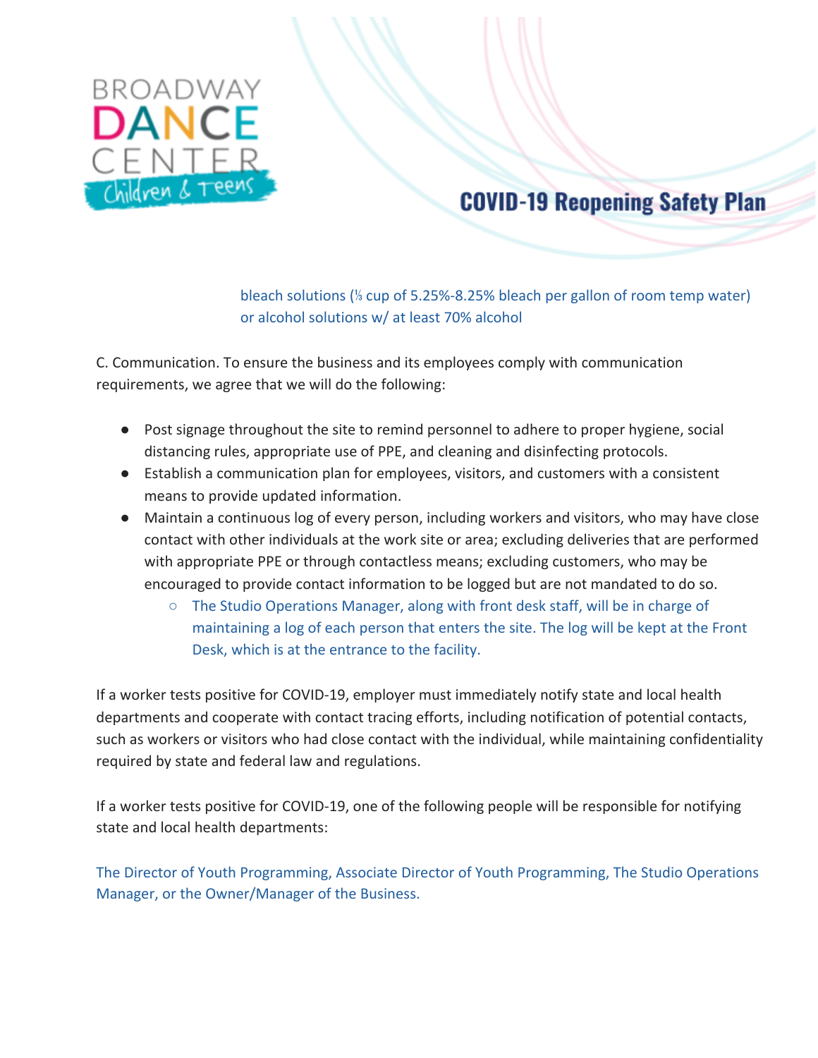bleach solutions (⅓ cup of 5.25%-8.25% bleach per gallon of room temp water) or alcohol solutions w/ at least 70% alcohol

C. Communication. To ensure the business and its employees comply with communication requirements, we agree that we will do the following:

- Post signage throughout the site to remind personnel to adhere to proper hygiene, social distancing rules, appropriate use of PPE, and cleaning and disinfecting protocols.
- Establish a communication plan for employees, visitors, and customers with a consistent means to provide updated information.
- Maintain a continuous log of every person, including workers and visitors, who may have close contact with other individuals at the work site or area; excluding deliveries that are performed with appropriate PPE or through contactless means; excluding customers, who may be encouraged to provide contact information to be logged but are not mandated to do so.
  - The Studio Operations Manager, along with front desk staff, will be in charge of maintaining a log of each person that enters the site. The log will be kept at the Front Desk, which is at the entrance to the facility.

If a worker tests positive for COVID-19, employer must immediately notify state and local health departments and cooperate with contact tracing efforts, including notification of potential contacts, such as workers or visitors who had close contact with the individual, while maintaining confidentiality required by state and federal law and regulations.

If a worker tests positive for COVID-19, one of the following people will be responsible for notifying state and local health departments:

The Director of Youth Programming, Associate Director of Youth Programming, The Studio Operations Manager, or the Owner/Manager of the Business.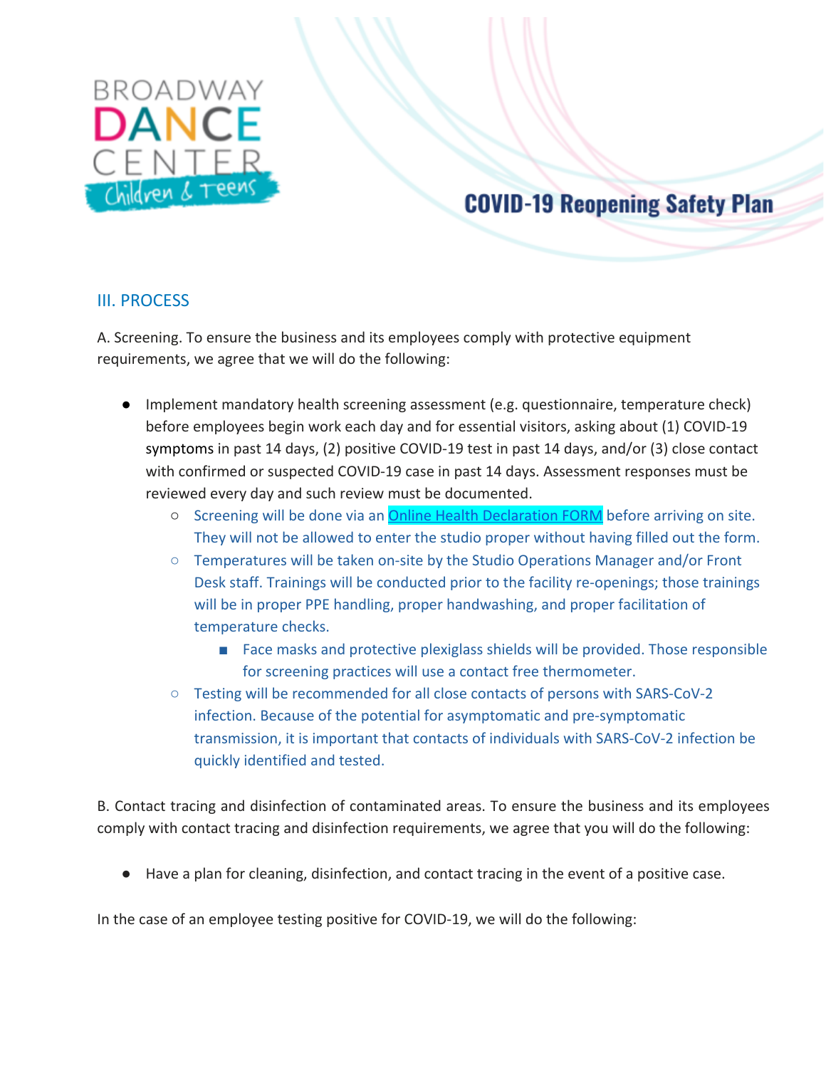## III. PROCESS

A. Screening. To ensure the business and its employees comply with protective equipment requirements, we agree that we will do the following:

- Implement mandatory health screening assessment (e.g. questionnaire, temperature check) before employees begin work each day and for essential visitors, asking about (1) COVID-19 symptoms in past 14 days, (2) positive COVID-19 test in past 14 days, and/or (3) close contact with confirmed or suspected COVID-19 case in past 14 days. Assessment responses must be reviewed every day and such review must be documented.
  - Screening will be done via an Online Health Declaration FORM before arriving on site. They will not be allowed to enter the studio proper without having filled out the form.
  - Temperatures will be taken on-site by the Studio Operations Manager and/or Front Desk staff. Trainings will be conducted prior to the facility re-openings; those trainings will be in proper PPE handling, proper handwashing, and proper facilitation of temperature checks.
    - Face masks and protective plexiglass shields will be provided. Those responsible for screening practices will use a contact free thermometer.
  - Testing will be recommended for all close contacts of persons with SARS-CoV-2 infection. Because of the potential for asymptomatic and pre-symptomatic transmission, it is important that contacts of individuals with SARS-CoV-2 infection be quickly identified and tested.

B. Contact tracing and disinfection of contaminated areas. To ensure the business and its employees comply with contact tracing and disinfection requirements, we agree that you will do the following:

- Have a plan for cleaning, disinfection, and contact tracing in the event of a positive case.

In the case of an employee testing positive for COVID-19, we will do the following: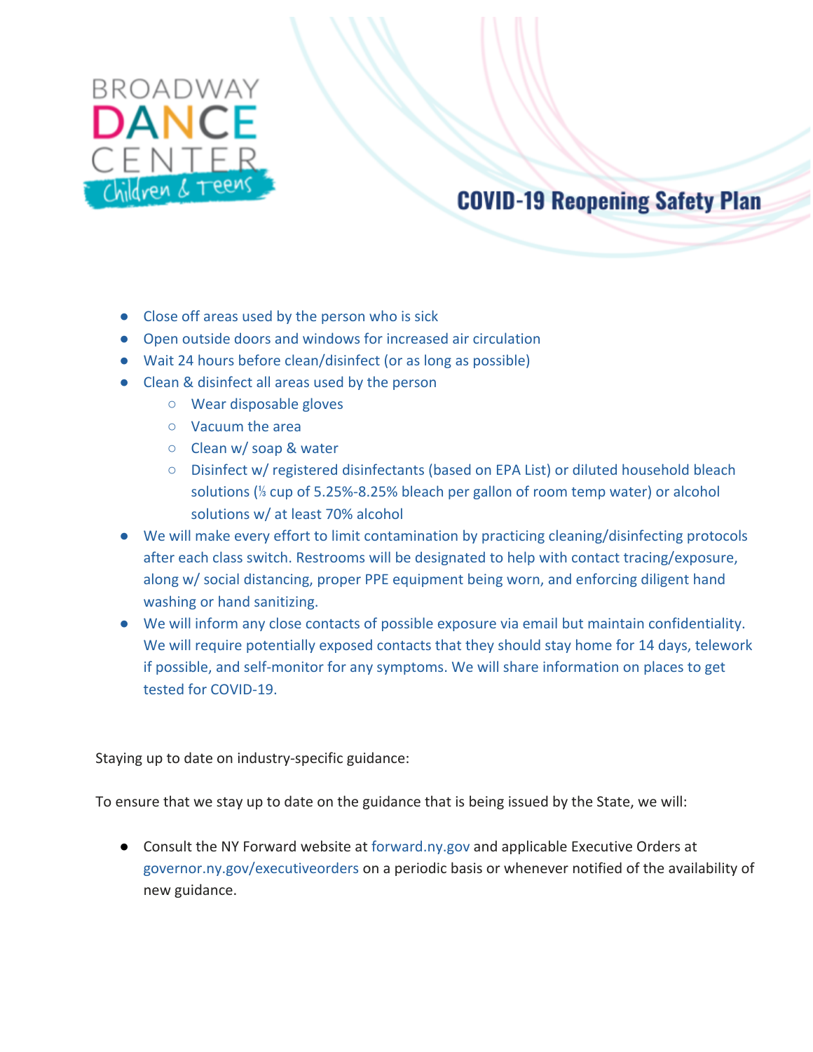- Close off areas used by the person who is sick
- Open outside doors and windows for increased air circulation
- Wait 24 hours before clean/disinfect (or as long as possible)
- Clean & disinfect all areas used by the person
    - Wear disposable gloves
    - Vacuum the area
    - Clean w/ soap & water
    - Disinfect w/ registered disinfectants (based on EPA List) or diluted household bleach solutions (⅓ cup of 5.25%-8.25% bleach per gallon of room temp water) or alcohol solutions w/ at least 70% alcohol
- We will make every effort to limit contamination by practicing cleaning/disinfecting protocols after each class switch. Restrooms will be designated to help with contact tracing/exposure, along w/ social distancing, proper PPE equipment being worn, and enforcing diligent hand washing or hand sanitizing.
- We will inform any close contacts of possible exposure via email but maintain confidentiality. We will require potentially exposed contacts that they should stay home for 14 days, telework if possible, and self-monitor for any symptoms. We will share information on places to get tested for COVID-19.

Staying up to date on industry-specific guidance:

To ensure that we stay up to date on the guidance that is being issued by the State, we will:

- Consult the NY Forward website at forward.ny.gov and applicable Executive Orders at governor.ny.gov/executiveorders on a periodic basis or whenever notified of the availability of new guidance.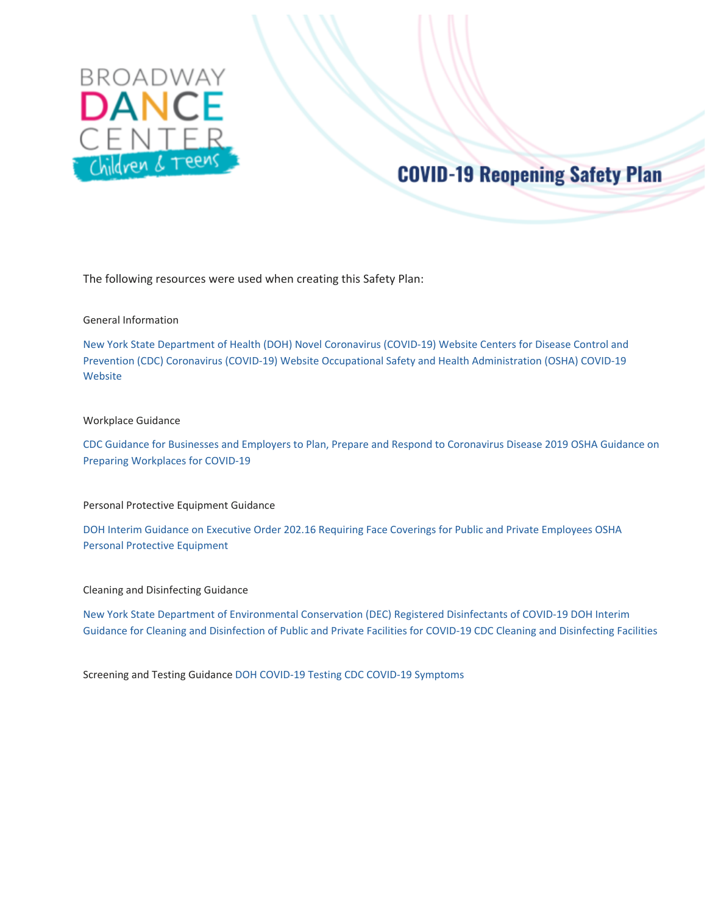# COVID-19 Reopening Safety Plan

The following resources were used when creating this Safety Plan:

General Information

New York State Department of Health (DOH) Novel Coronavirus (COVID-19) Website Centers for Disease Control and Prevention (CDC) Coronavirus (COVID-19) Website Occupational Safety and Health Administration (OSHA) COVID-19 Website

Workplace Guidance

CDC Guidance for Businesses and Employers to Plan, Prepare and Respond to Coronavirus Disease 2019 OSHA Guidance on Preparing Workplaces for COVID-19

Personal Protective Equipment Guidance

DOH Interim Guidance on Executive Order 202.16 Requiring Face Coverings for Public and Private Employees OSHA Personal Protective Equipment

Cleaning and Disinfecting Guidance

New York State Department of Environmental Conservation (DEC) Registered Disinfectants of COVID-19 DOH Interim Guidance for Cleaning and Disinfection of Public and Private Facilities for COVID-19 CDC Cleaning and Disinfecting Facilities

Screening and Testing Guidance DOH COVID-19 Testing CDC COVID-19 Symptoms